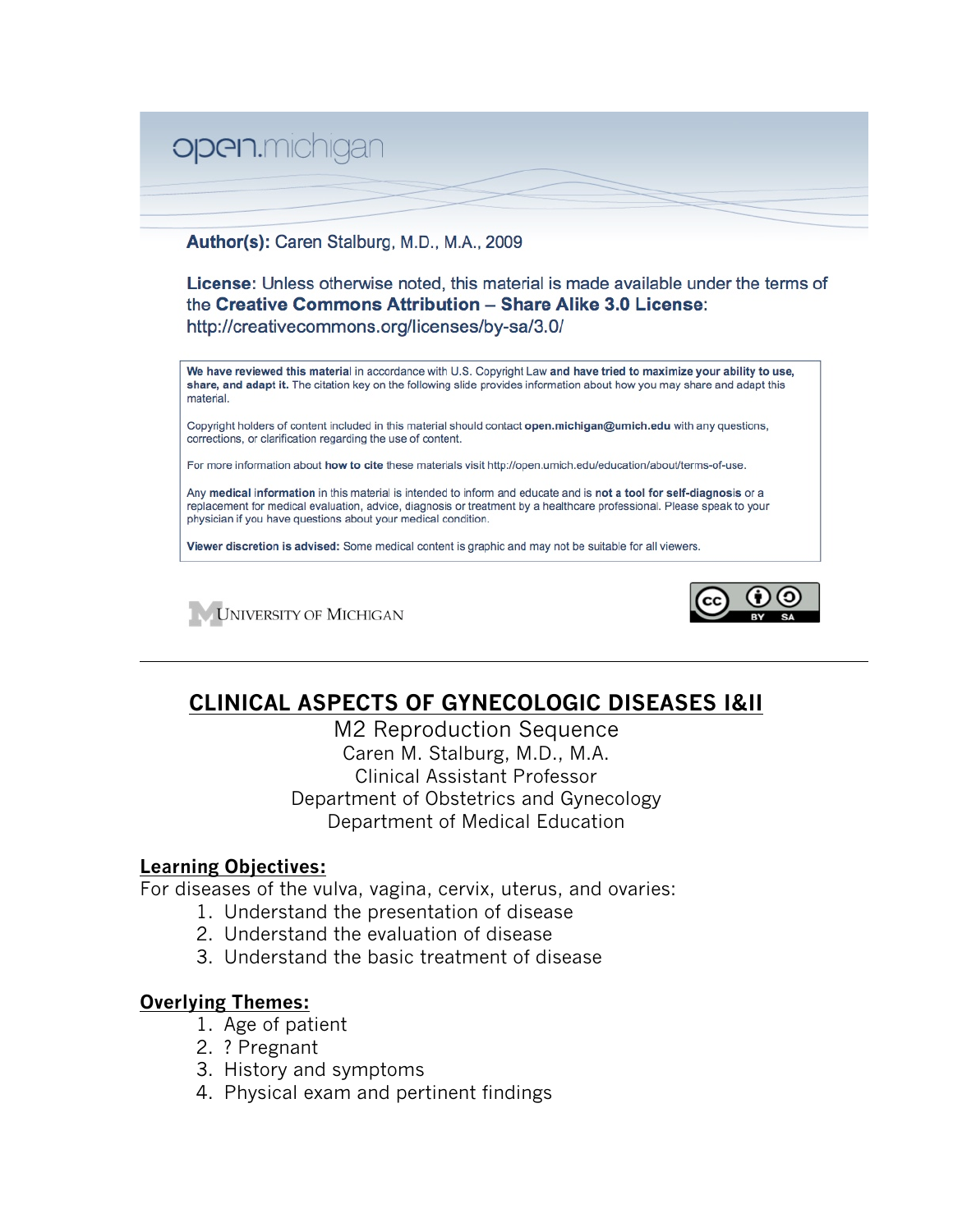open.michigan

**Author(s):** Caren Stalburg, M.D., M.A., 2009

**License**: Unless otherwise noted, this material is made available under the terms of the **Creative Commons Attribution – Share Alike 3.0 License**: http://creativecommons.org/licenses/by-sa/3.0/

**We have reviewed this material** in accordance with U.S. Copyright Law **and have tried to maximize your ability to use, share, and adapt it.** The citation key on the following slide provides information about how you may share and adapt this material.

Copyright holders of content included in this material should contact **open.michigan@umich.edu** with any questions, corrections, or clarification regarding the use of content.

For more information about **how to cite** these materials visit http://open.umich.edu/education/about/terms-of-use.

Any **medical information** in this material is intended to inform and educate and is **not a tool for self-diagnosis** or a replacement for medical evaluation, advice, diagnosis or treatment by a healthcare professional. Please speak to your physician if you have questions about your medical condition.

**Viewer discretion is advised:** Some medical content is graphic and may not be suitable for all viewers.

University of Michigan

---

# CLINICAL ASPECTS OF GYNECOLOGIC DISEASES I&II

M2 Reproduction Sequence
Caren M. Stalburg, M.D., M.A.
Clinical Assistant Professor
Department of Obstetrics and Gynecology
Department of Medical Education

## Learning Objectives:

For diseases of the vulva, vagina, cervix, uterus, and ovaries:

1. Understand the presentation of disease
2. Understand the evaluation of disease
3. Understand the basic treatment of disease

## Overlying Themes:

1. Age of patient
2. ? Pregnant
3. History and symptoms
4. Physical exam and pertinent findings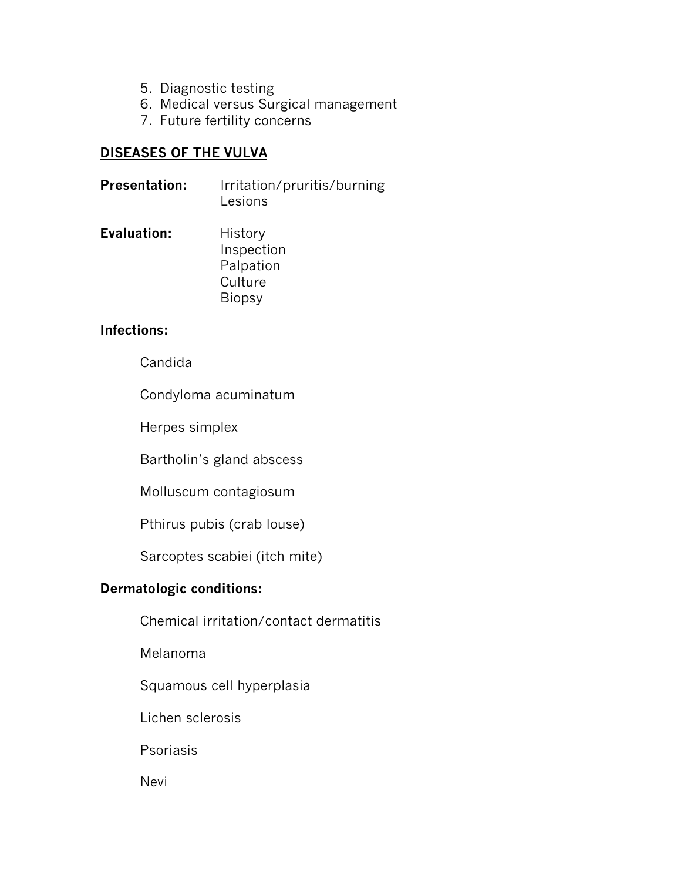5. Diagnostic testing
6. Medical versus Surgical management
7. Future fertility concerns

## DISEASES OF THE VULVA

**Presentation:** Irritation/pruritis/burning
Lesions

**Evaluation:** History
Inspection
Palpation
Culture
Biopsy

**Infections:**

Candida

Condyloma acuminatum

Herpes simplex

Bartholin's gland abscess

Molluscum contagiosum

Pthirus pubis (crab louse)

Sarcoptes scabiei (itch mite)

**Dermatologic conditions:**

Chemical irritation/contact dermatitis

Melanoma

Squamous cell hyperplasia

Lichen sclerosis

Psoriasis

Nevi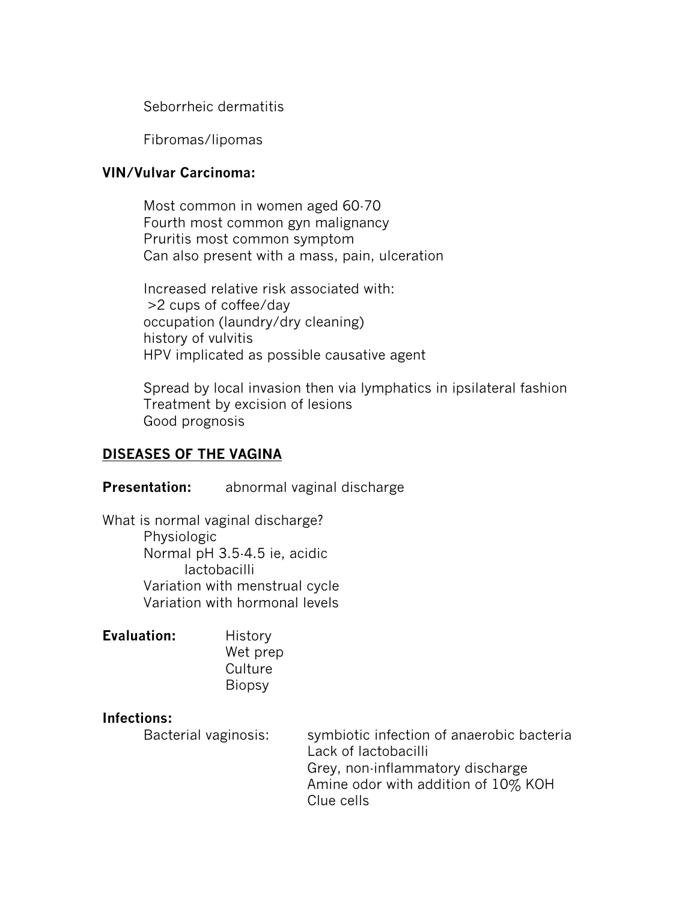Seborrheic dermatitis

Fibromas/lipomas

**VIN/Vulvar Carcinoma:**

Most common in women aged 60-70
Fourth most common gyn malignancy
Pruritis most common symptom
Can also present with a mass, pain, ulceration

Increased relative risk associated with:
>2 cups of coffee/day
occupation (laundry/dry cleaning)
history of vulvitis
HPV implicated as possible causative agent

Spread by local invasion then via lymphatics in ipsilateral fashion
Treatment by excision of lesions
Good prognosis

## DISEASES OF THE VAGINA

**Presentation:** abnormal vaginal discharge

What is normal vaginal discharge?

- Physiologic
- Normal pH 3.5-4.5 ie, acidic
  - lactobacilli
- Variation with menstrual cycle
- Variation with hormonal levels

**Evaluation:**

- History
- Wet prep
- Culture
- Biopsy

**Infections:**

Bacterial vaginosis:

- symbiotic infection of anaerobic bacteria
- Lack of lactobacilli
- Grey, non-inflammatory discharge
- Amine odor with addition of 10% KOH
- Clue cells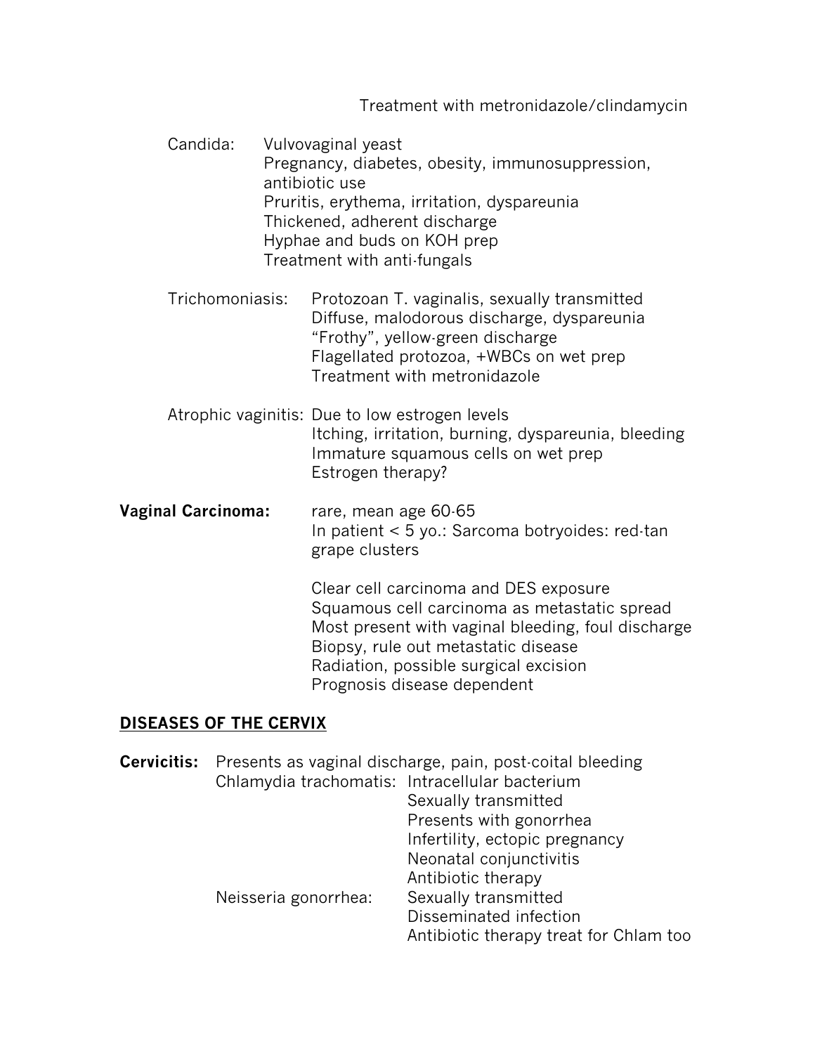Treatment with metronidazole/clindamycin

Candida: Vulvovaginal yeast
Pregnancy, diabetes, obesity, immunosuppression, antibiotic use
Pruritis, erythema, irritation, dyspareunia
Thickened, adherent discharge
Hyphae and buds on KOH prep
Treatment with anti-fungals

Trichomoniasis: Protozoan T. vaginalis, sexually transmitted
Diffuse, malodorous discharge, dyspareunia
"Frothy", yellow-green discharge
Flagellated protozoa, +WBCs on wet prep
Treatment with metronidazole

Atrophic vaginitis: Due to low estrogen levels
Itching, irritation, burning, dyspareunia, bleeding
Immature squamous cells on wet prep
Estrogen therapy?

**Vaginal Carcinoma:** rare, mean age 60-65
In patient < 5 yo.: Sarcoma botryoides: red-tan grape clusters

Clear cell carcinoma and DES exposure
Squamous cell carcinoma as metastatic spread
Most present with vaginal bleeding, foul discharge
Biopsy, rule out metastatic disease
Radiation, possible surgical excision
Prognosis disease dependent

## DISEASES OF THE CERVIX

**Cervicitis:** Presents as vaginal discharge, pain, post-coital bleeding

Chlamydia trachomatis: Intracellular bacterium
Sexually transmitted
Presents with gonorrhea
Infertility, ectopic pregnancy
Neonatal conjunctivitis
Antibiotic therapy

Neisseria gonorrhea: Sexually transmitted
Disseminated infection
Antibiotic therapy treat for Chlam too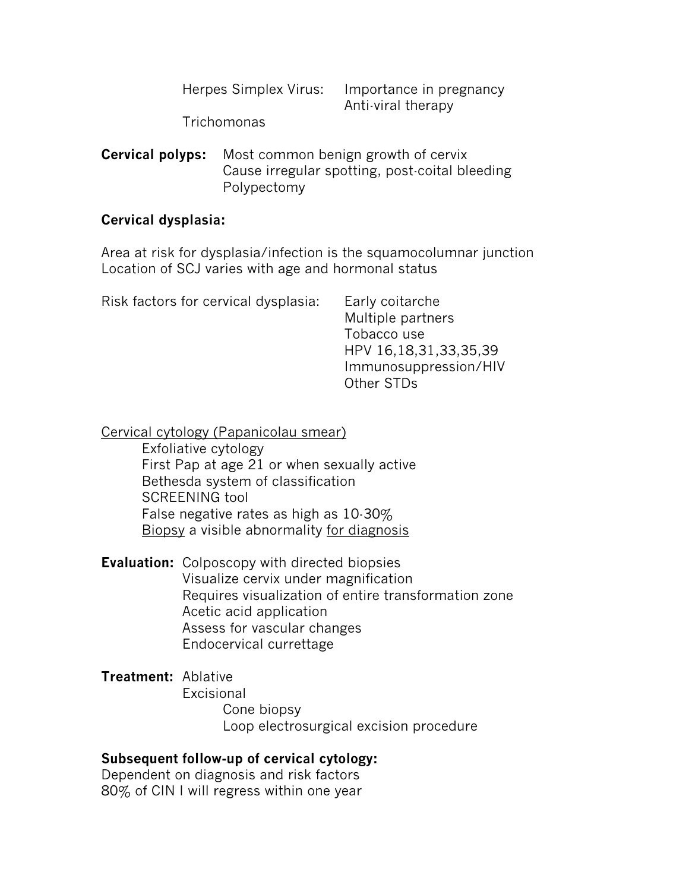Herpes Simplex Virus: Importance in pregnancy
Anti-viral therapy

Trichomonas

**Cervical polyps:** Most common benign growth of cervix
Cause irregular spotting, post-coital bleeding
Polypectomy

**Cervical dysplasia:**

Area at risk for dysplasia/infection is the squamocolumnar junction
Location of SCJ varies with age and hormonal status

Risk factors for cervical dysplasia:
- Early coitarche
- Multiple partners
- Tobacco use
- HPV 16,18,31,33,35,39
- Immunosuppression/HIV
- Other STDs

<u>Cervical cytology (Papanicolau smear)</u>
- Exfoliative cytology
- First Pap at age 21 or when sexually active
- Bethesda system of classification
- SCREENING tool
- False negative rates as high as 10-30%
- <u>Biopsy</u> a visible abnormality <u>for diagnosis</u>

**Evaluation:** Colposcopy with directed biopsies
- Visualize cervix under magnification
- Requires visualization of entire transformation zone
- Acetic acid application
- Assess for vascular changes
- Endocervical currettage

**Treatment:**
- Ablative
- Excisional
  - Cone biopsy
  - Loop electrosurgical excision procedure

**Subsequent follow-up of cervical cytology:**
Dependent on diagnosis and risk factors
80% of CIN I will regress within one year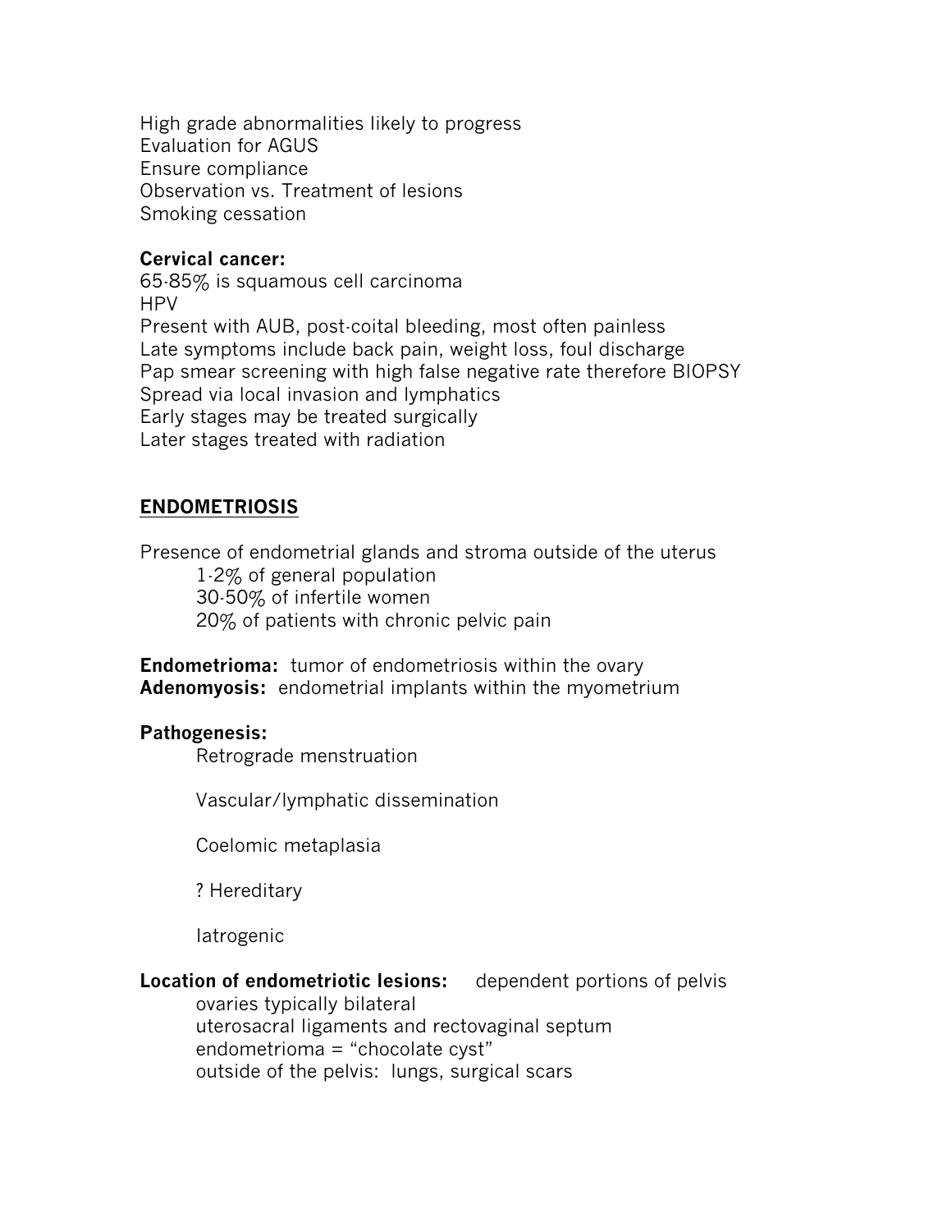High grade abnormalities likely to progress
Evaluation for AGUS
Ensure compliance
Observation vs. Treatment of lesions
Smoking cessation

**Cervical cancer:**
65-85% is squamous cell carcinoma
HPV
Present with AUB, post-coital bleeding, most often painless
Late symptoms include back pain, weight loss, foul discharge
Pap smear screening with high false negative rate therefore BIOPSY
Spread via local invasion and lymphatics
Early stages may be treated surgically
Later stages treated with radiation

## ENDOMETRIOSIS

Presence of endometrial glands and stroma outside of the uterus

- 1-2% of general population
- 30-50% of infertile women
- 20% of patients with chronic pelvic pain

**Endometrioma:** tumor of endometriosis within the ovary
**Adenomyosis:** endometrial implants within the myometrium

**Pathogenesis:**

- Retrograde menstruation
- Vascular/lymphatic dissemination
- Coelomic metaplasia
- ? Hereditary
- Iatrogenic

**Location of endometriotic lesions:** dependent portions of pelvis

- ovaries typically bilateral
- uterosacral ligaments and rectovaginal septum
- endometrioma = “chocolate cyst”
- outside of the pelvis: lungs, surgical scars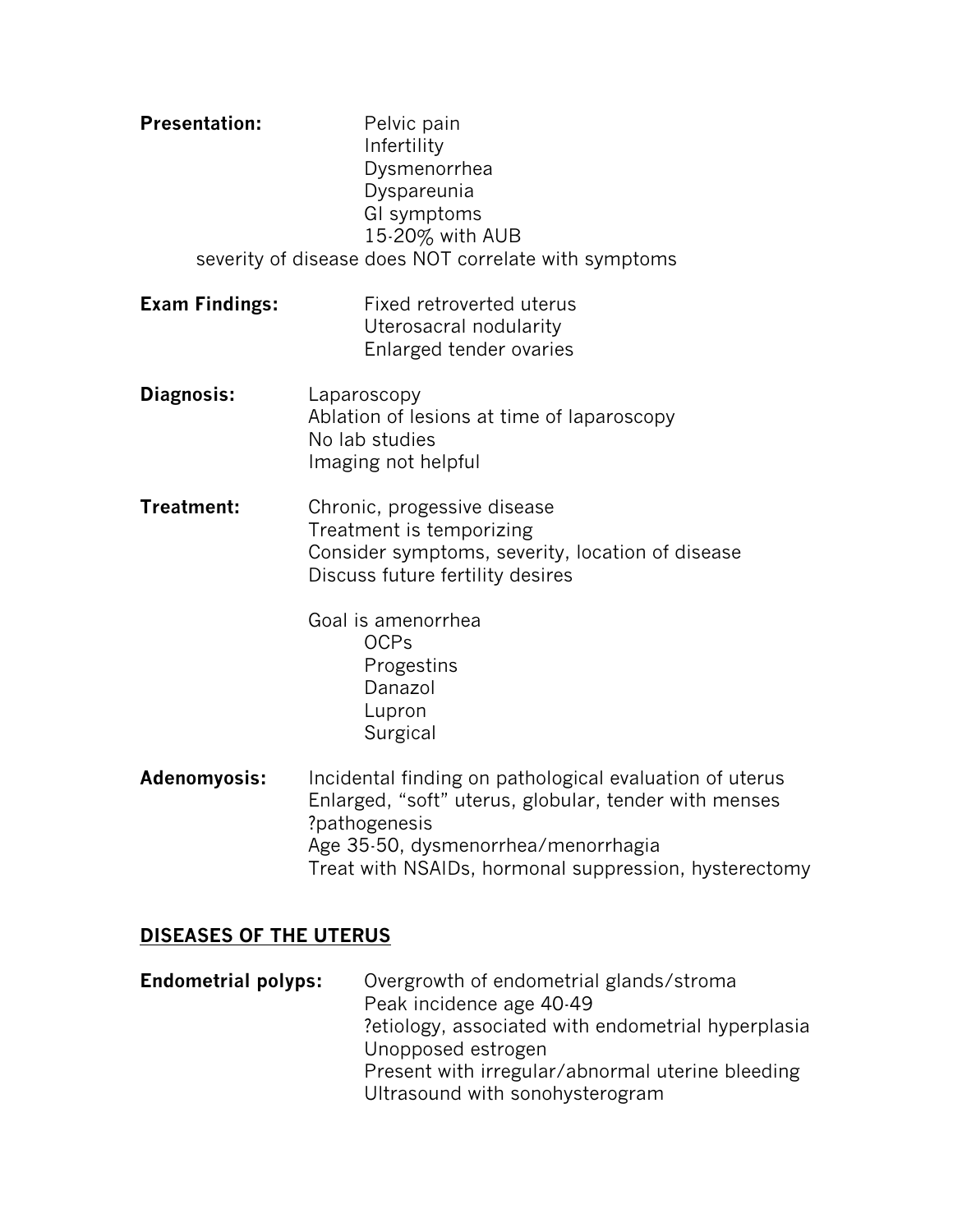**Presentation:**
- Pelvic pain
- Infertility
- Dysmenorrhea
- Dyspareunia
- GI symptoms
- 15-20% with AUB

severity of disease does NOT correlate with symptoms

**Exam Findings:**
- Fixed retroverted uterus
- Uterosacral nodularity
- Enlarged tender ovaries

**Diagnosis:**
- Laparoscopy
- Ablation of lesions at time of laparoscopy
- No lab studies
- Imaging not helpful

**Treatment:**
- Chronic, progessive disease
- Treatment is temporizing
- Consider symptoms, severity, location of disease
- Discuss future fertility desires

Goal is amenorrhea
- OCPs
- Progestins
- Danazol
- Lupron
- Surgical

**Adenomyosis:**
- Incidental finding on pathological evaluation of uterus
- Enlarged, "soft" uterus, globular, tender with menses
- ?pathogenesis
- Age 35-50, dysmenorrhea/menorrhagia
- Treat with NSAIDs, hormonal suppression, hysterectomy

## DISEASES OF THE UTERUS

**Endometrial polyps:**
- Overgrowth of endometrial glands/stroma
- Peak incidence age 40-49
- ?etiology, associated with endometrial hyperplasia
- Unopposed estrogen
- Present with irregular/abnormal uterine bleeding
- Ultrasound with sonohysterogram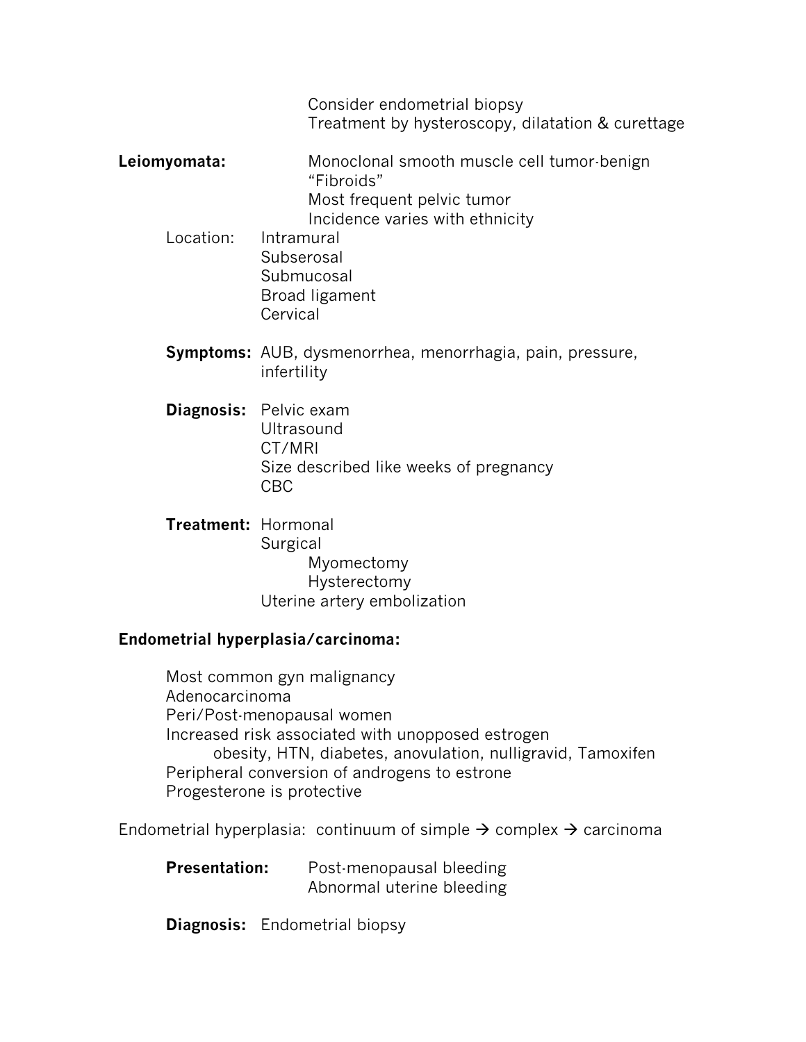Consider endometrial biopsy
Treatment by hysteroscopy, dilatation & curettage

**Leiomyomata:** Monoclonal smooth muscle cell tumor-benign
"Fibroids"
Most frequent pelvic tumor
Incidence varies with ethnicity

Location:
- Intramural
- Subserosal
- Submucosal
- Broad ligament
- Cervical

**Symptoms:** AUB, dysmenorrhea, menorrhagia, pain, pressure, infertility

**Diagnosis:**
- Pelvic exam
- Ultrasound
- CT/MRI
- Size described like weeks of pregnancy
- CBC

**Treatment:**
- Hormonal
- Surgical
  - Myomectomy
  - Hysterectomy
- Uterine artery embolization

**Endometrial hyperplasia/carcinoma:**

- Most common gyn malignancy
- Adenocarcinoma
- Peri/Post-menopausal women
- Increased risk associated with unopposed estrogen
  - obesity, HTN, diabetes, anovulation, nulligravid, Tamoxifen
- Peripheral conversion of androgens to estrone
- Progesterone is protective

Endometrial hyperplasia: continuum of simple → complex → carcinoma

**Presentation:**
- Post-menopausal bleeding
- Abnormal uterine bleeding

**Diagnosis:** Endometrial biopsy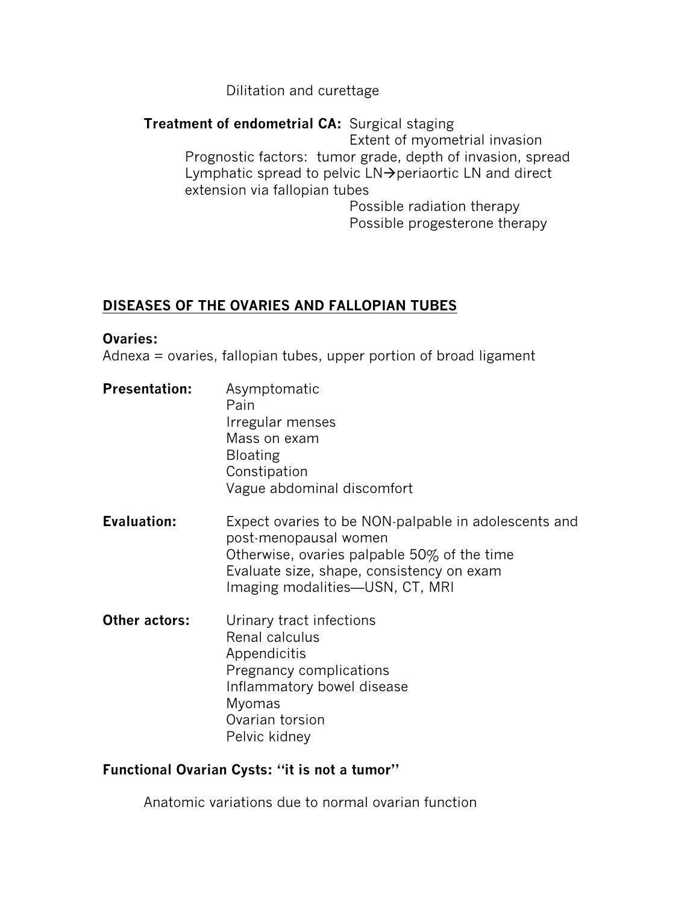Dilitation and curettage

**Treatment of endometrial CA:** Surgical staging
Extent of myometrial invasion
Prognostic factors: tumor grade, depth of invasion, spread
Lymphatic spread to pelvic LN→periaortic LN and direct extension via fallopian tubes
Possible radiation therapy
Possible progesterone therapy

## DISEASES OF THE OVARIES AND FALLOPIAN TUBES

**Ovaries:**
Adnexa = ovaries, fallopian tubes, upper portion of broad ligament

**Presentation:**
- Asymptomatic
- Pain
- Irregular menses
- Mass on exam
- Bloating
- Constipation
- Vague abdominal discomfort

**Evaluation:**
- Expect ovaries to be NON-palpable in adolescents and post-menopausal women
- Otherwise, ovaries palpable 50% of the time
- Evaluate size, shape, consistency on exam
- Imaging modalities—USN, CT, MRI

**Other actors:**
- Urinary tract infections
- Renal calculus
- Appendicitis
- Pregnancy complications
- Inflammatory bowel disease
- Myomas
- Ovarian torsion
- Pelvic kidney

**Functional Ovarian Cysts: "it is not a tumor"**

Anatomic variations due to normal ovarian function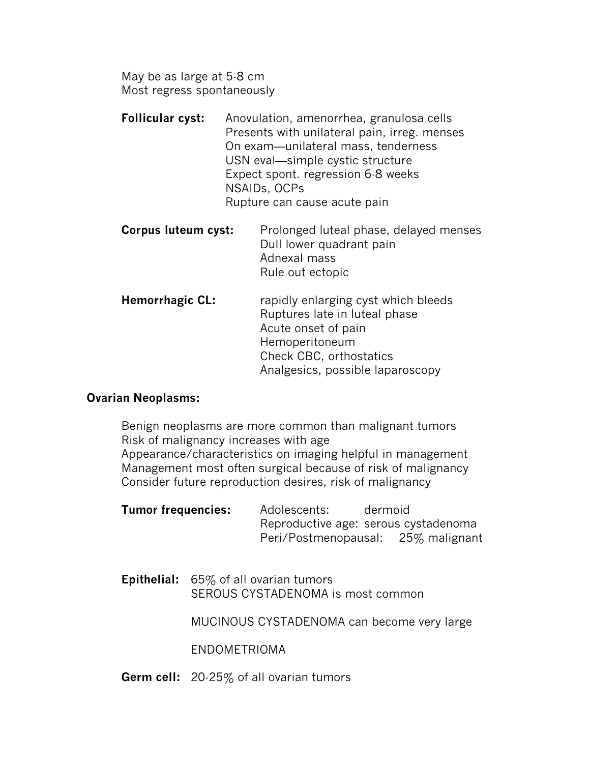May be as large at 5-8 cm
Most regress spontaneously

**Follicular cyst:** Anovulation, amenorrhea, granulosa cells
Presents with unilateral pain, irreg. menses
On exam—unilateral mass, tenderness
USN eval—simple cystic structure
Expect spont. regression 6-8 weeks
NSAIDs, OCPs
Rupture can cause acute pain

**Corpus luteum cyst:** Prolonged luteal phase, delayed menses
Dull lower quadrant pain
Adnexal mass
Rule out ectopic

**Hemorrhagic CL:** rapidly enlarging cyst which bleeds
Ruptures late in luteal phase
Acute onset of pain
Hemoperitoneum
Check CBC, orthostatics
Analgesics, possible laparoscopy

**Ovarian Neoplasms:**

Benign neoplasms are more common than malignant tumors
Risk of malignancy increases with age
Appearance/characteristics on imaging helpful in management
Management most often surgical because of risk of malignancy
Consider future reproduction desires, risk of malignancy

**Tumor frequencies:** Adolescents: dermoid
Reproductive age: serous cystadenoma
Peri/Postmenopausal: 25% malignant

**Epithelial:** 65% of all ovarian tumors
SEROUS CYSTADENOMA is most common

MUCINOUS CYSTADENOMA can become very large

ENDOMETRIOMA

**Germ cell:** 20-25% of all ovarian tumors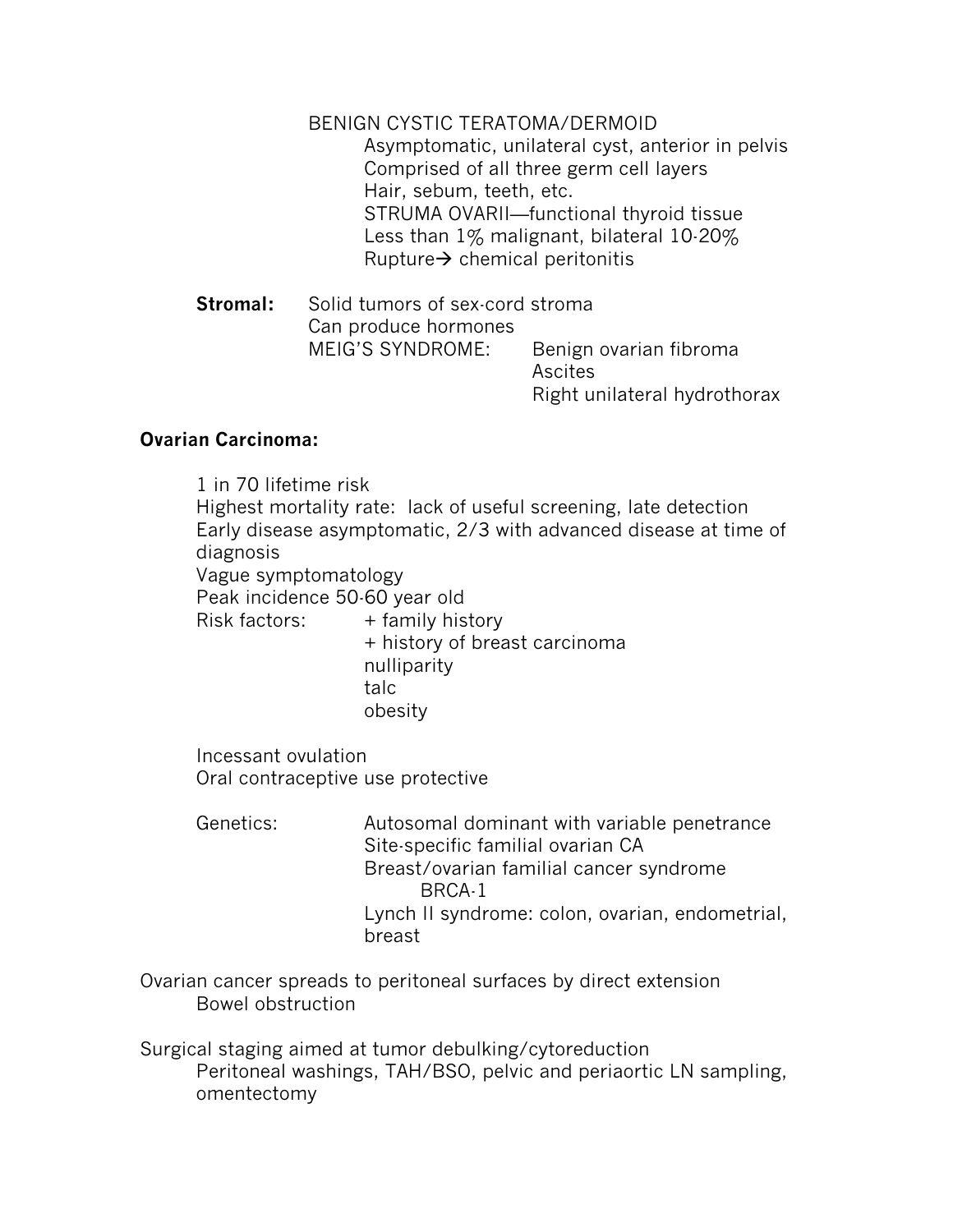BENIGN CYSTIC TERATOMA/DERMOID

- Asymptomatic, unilateral cyst, anterior in pelvis
- Comprised of all three germ cell layers
- Hair, sebum, teeth, etc.
- STRUMA OVARII—functional thyroid tissue
- Less than 1% malignant, bilateral 10-20%
- Rupture→ chemical peritonitis

**Stromal:** Solid tumors of sex-cord stroma

- Can produce hormones
- MEIG'S SYNDROME:
  - Benign ovarian fibroma
  - Ascites
  - Right unilateral hydrothorax

**Ovarian Carcinoma:**

- 1 in 70 lifetime risk
- Highest mortality rate: lack of useful screening, late detection
- Early disease asymptomatic, 2/3 with advanced disease at time of diagnosis
- Vague symptomatology
- Peak incidence 50-60 year old
- Risk factors:
  - + family history
  - + history of breast carcinoma
  - nulliparity
  - talc
  - obesity

- Incessant ovulation
- Oral contraceptive use protective

- Genetics:
  - Autosomal dominant with variable penetrance
  - Site-specific familial ovarian CA
  - Breast/ovarian familial cancer syndrome
    - BRCA-1
  - Lynch II syndrome: colon, ovarian, endometrial, breast

Ovarian cancer spreads to peritoneal surfaces by direct extension

- Bowel obstruction

Surgical staging aimed at tumor debulking/cytoreduction

- Peritoneal washings, TAH/BSO, pelvic and periaortic LN sampling, omentectomy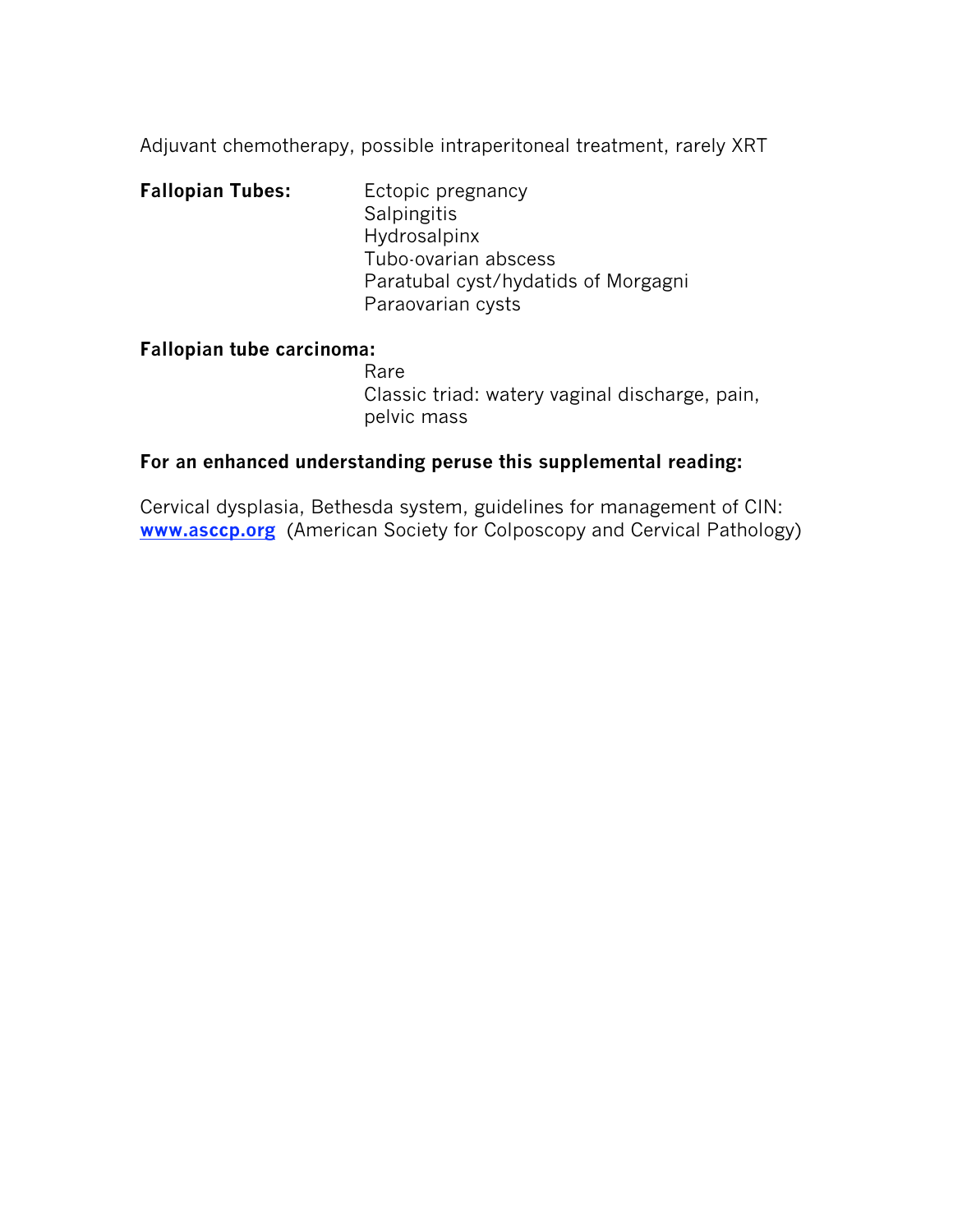Adjuvant chemotherapy, possible intraperitoneal treatment, rarely XRT

**Fallopian Tubes:**

- Ectopic pregnancy
- Salpingitis
- Hydrosalpinx
- Tubo-ovarian abscess
- Paratubal cyst/hydatids of Morgagni
- Paraovarian cysts

**Fallopian tube carcinoma:**

- Rare
- Classic triad: watery vaginal discharge, pain, pelvic mass

**For an enhanced understanding peruse this supplemental reading:**

Cervical dysplasia, Bethesda system, guidelines for management of CIN: **www.asccp.org** (American Society for Colposcopy and Cervical Pathology)